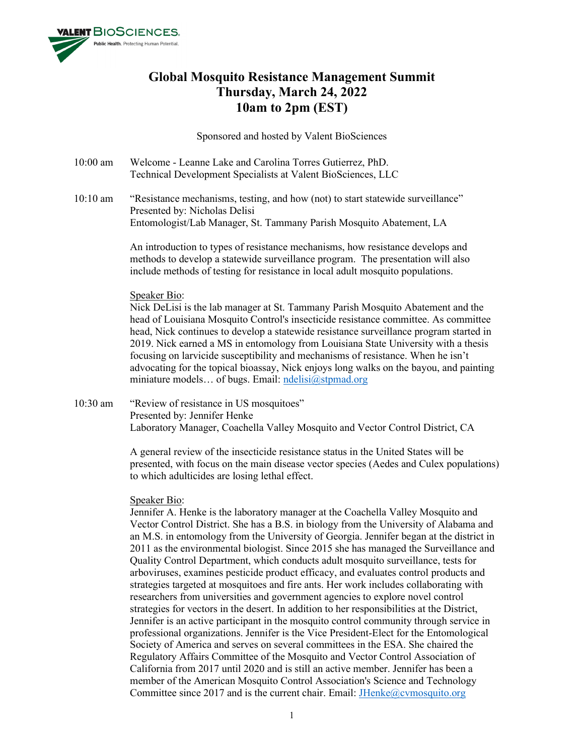VALENT BIOSCIENCES. Public Health. Protecting Human Potential.

# Global Mosquito Resistance Management Summit
# Thursday, March 24, 2022
# 10am to 2pm (EST)

Sponsored and hosted by Valent BioSciences

**10:00 am** Welcome - Leanne Lake and Carolina Torres Gutierrez, PhD.
Technical Development Specialists at Valent BioSciences, LLC

**10:10 am** "Resistance mechanisms, testing, and how (not) to start statewide surveillance"
Presented by: Nicholas Delisi
Entomologist/Lab Manager, St. Tammany Parish Mosquito Abatement, LA

An introduction to types of resistance mechanisms, how resistance develops and methods to develop a statewide surveillance program. The presentation will also include methods of testing for resistance in local adult mosquito populations.

Speaker Bio:
Nick DeLisi is the lab manager at St. Tammany Parish Mosquito Abatement and the head of Louisiana Mosquito Control's insecticide resistance committee. As committee head, Nick continues to develop a statewide resistance surveillance program started in 2019. Nick earned a MS in entomology from Louisiana State University with a thesis focusing on larvicide susceptibility and mechanisms of resistance. When he isn't advocating for the topical bioassay, Nick enjoys long walks on the bayou, and painting miniature models… of bugs. Email: ndelisi@stpmad.org

**10:30 am** "Review of resistance in US mosquitoes"
Presented by: Jennifer Henke
Laboratory Manager, Coachella Valley Mosquito and Vector Control District, CA

A general review of the insecticide resistance status in the United States will be presented, with focus on the main disease vector species (Aedes and Culex populations) to which adulticides are losing lethal effect.

Speaker Bio:
Jennifer A. Henke is the laboratory manager at the Coachella Valley Mosquito and Vector Control District. She has a B.S. in biology from the University of Alabama and an M.S. in entomology from the University of Georgia. Jennifer began at the district in 2011 as the environmental biologist. Since 2015 she has managed the Surveillance and Quality Control Department, which conducts adult mosquito surveillance, tests for arboviruses, examines pesticide product efficacy, and evaluates control products and strategies targeted at mosquitoes and fire ants. Her work includes collaborating with researchers from universities and government agencies to explore novel control strategies for vectors in the desert. In addition to her responsibilities at the District, Jennifer is an active participant in the mosquito control community through service in professional organizations. Jennifer is the Vice President-Elect for the Entomological Society of America and serves on several committees in the ESA. She chaired the Regulatory Affairs Committee of the Mosquito and Vector Control Association of California from 2017 until 2020 and is still an active member. Jennifer has been a member of the American Mosquito Control Association's Science and Technology Committee since 2017 and is the current chair. Email: JHenke@cvmosquito.org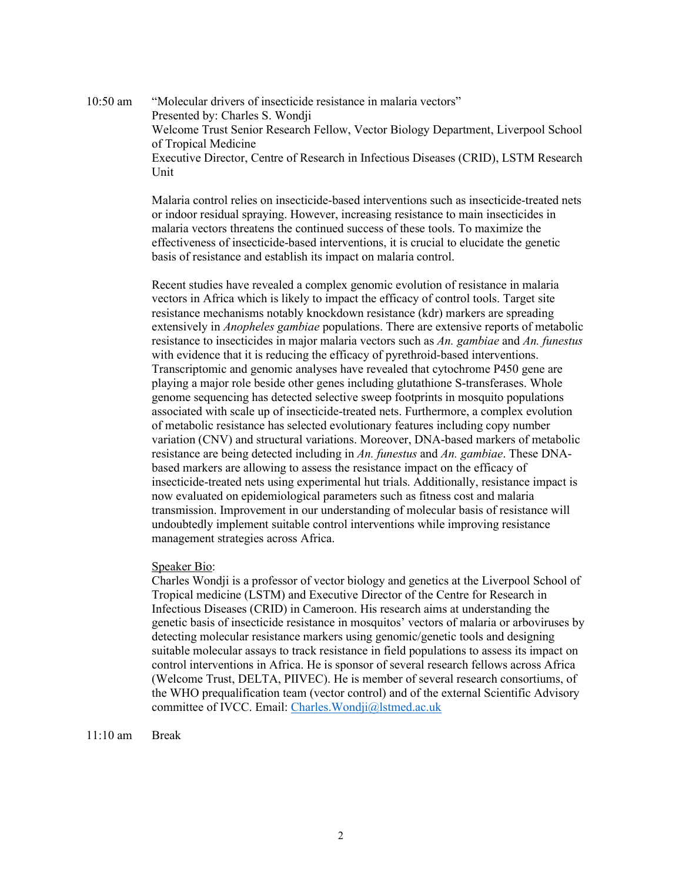10:50 am “Molecular drivers of insecticide resistance in malaria vectors”

Presented by: Charles S. Wondji

Welcome Trust Senior Research Fellow, Vector Biology Department, Liverpool School of Tropical Medicine

Executive Director, Centre of Research in Infectious Diseases (CRID), LSTM Research Unit

Malaria control relies on insecticide-based interventions such as insecticide-treated nets or indoor residual spraying. However, increasing resistance to main insecticides in malaria vectors threatens the continued success of these tools. To maximize the effectiveness of insecticide-based interventions, it is crucial to elucidate the genetic basis of resistance and establish its impact on malaria control.

Recent studies have revealed a complex genomic evolution of resistance in malaria vectors in Africa which is likely to impact the efficacy of control tools. Target site resistance mechanisms notably knockdown resistance (kdr) markers are spreading extensively in *Anopheles gambiae* populations. There are extensive reports of metabolic resistance to insecticides in major malaria vectors such as *An. gambiae* and *An. funestus* with evidence that it is reducing the efficacy of pyrethroid-based interventions. Transcriptomic and genomic analyses have revealed that cytochrome P450 gene are playing a major role beside other genes including glutathione S-transferases. Whole genome sequencing has detected selective sweep footprints in mosquito populations associated with scale up of insecticide-treated nets. Furthermore, a complex evolution of metabolic resistance has selected evolutionary features including copy number variation (CNV) and structural variations. Moreover, DNA-based markers of metabolic resistance are being detected including in *An. funestus* and *An. gambiae*. These DNA-based markers are allowing to assess the resistance impact on the efficacy of insecticide-treated nets using experimental hut trials. Additionally, resistance impact is now evaluated on epidemiological parameters such as fitness cost and malaria transmission. Improvement in our understanding of molecular basis of resistance will undoubtedly implement suitable control interventions while improving resistance management strategies across Africa.

Speaker Bio:

Charles Wondji is a professor of vector biology and genetics at the Liverpool School of Tropical medicine (LSTM) and Executive Director of the Centre for Research in Infectious Diseases (CRID) in Cameroon. His research aims at understanding the genetic basis of insecticide resistance in mosquitos’ vectors of malaria or arboviruses by detecting molecular resistance markers using genomic/genetic tools and designing suitable molecular assays to track resistance in field populations to assess its impact on control interventions in Africa. He is sponsor of several research fellows across Africa (Welcome Trust, DELTA, PIIVEC). He is member of several research consortiums, of the WHO prequalification team (vector control) and of the external Scientific Advisory committee of IVCC. Email: Charles.Wondji@lstmed.ac.uk

11:10 am Break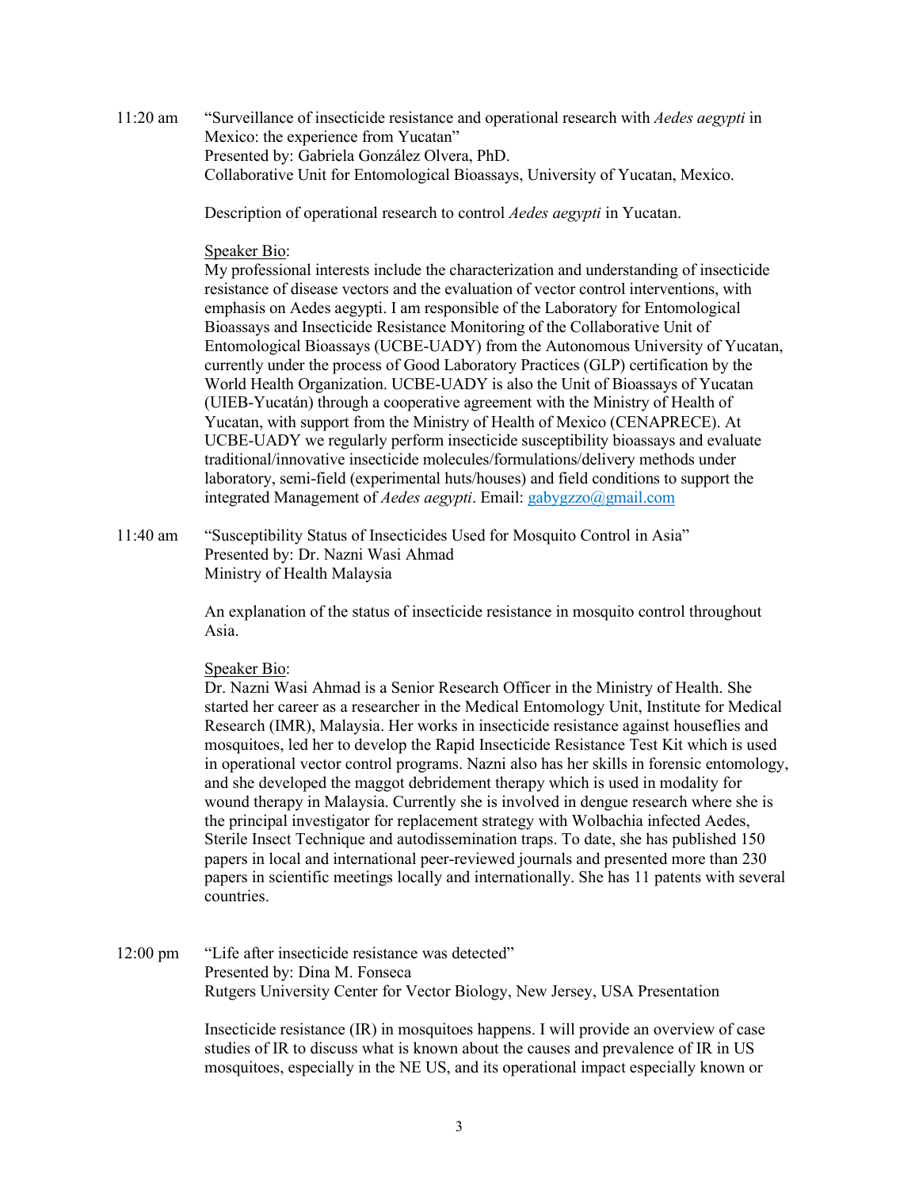11:20 am "Surveillance of insecticide resistance and operational research with *Aedes aegypti* in Mexico: the experience from Yucatan"
Presented by: Gabriela González Olvera, PhD.
Collaborative Unit for Entomological Bioassays, University of Yucatan, Mexico.

Description of operational research to control *Aedes aegypti* in Yucatan.

Speaker Bio:
My professional interests include the characterization and understanding of insecticide resistance of disease vectors and the evaluation of vector control interventions, with emphasis on Aedes aegypti. I am responsible of the Laboratory for Entomological Bioassays and Insecticide Resistance Monitoring of the Collaborative Unit of Entomological Bioassays (UCBE-UADY) from the Autonomous University of Yucatan, currently under the process of Good Laboratory Practices (GLP) certification by the World Health Organization. UCBE-UADY is also the Unit of Bioassays of Yucatan (UIEB-Yucatán) through a cooperative agreement with the Ministry of Health of Yucatan, with support from the Ministry of Health of Mexico (CENAPRECE). At UCBE-UADY we regularly perform insecticide susceptibility bioassays and evaluate traditional/innovative insecticide molecules/formulations/delivery methods under laboratory, semi-field (experimental huts/houses) and field conditions to support the integrated Management of *Aedes aegypti*. Email: gabygzzo@gmail.com

11:40 am "Susceptibility Status of Insecticides Used for Mosquito Control in Asia"
Presented by: Dr. Nazni Wasi Ahmad
Ministry of Health Malaysia

An explanation of the status of insecticide resistance in mosquito control throughout Asia.

Speaker Bio:
Dr. Nazni Wasi Ahmad is a Senior Research Officer in the Ministry of Health. She started her career as a researcher in the Medical Entomology Unit, Institute for Medical Research (IMR), Malaysia. Her works in insecticide resistance against houseflies and mosquitoes, led her to develop the Rapid Insecticide Resistance Test Kit which is used in operational vector control programs. Nazni also has her skills in forensic entomology, and she developed the maggot debridement therapy which is used in modality for wound therapy in Malaysia. Currently she is involved in dengue research where she is the principal investigator for replacement strategy with Wolbachia infected Aedes, Sterile Insect Technique and autodissemination traps. To date, she has published 150 papers in local and international peer-reviewed journals and presented more than 230 papers in scientific meetings locally and internationally. She has 11 patents with several countries.

12:00 pm "Life after insecticide resistance was detected"
Presented by: Dina M. Fonseca
Rutgers University Center for Vector Biology, New Jersey, USA Presentation

Insecticide resistance (IR) in mosquitoes happens. I will provide an overview of case studies of IR to discuss what is known about the causes and prevalence of IR in US mosquitoes, especially in the NE US, and its operational impact especially known or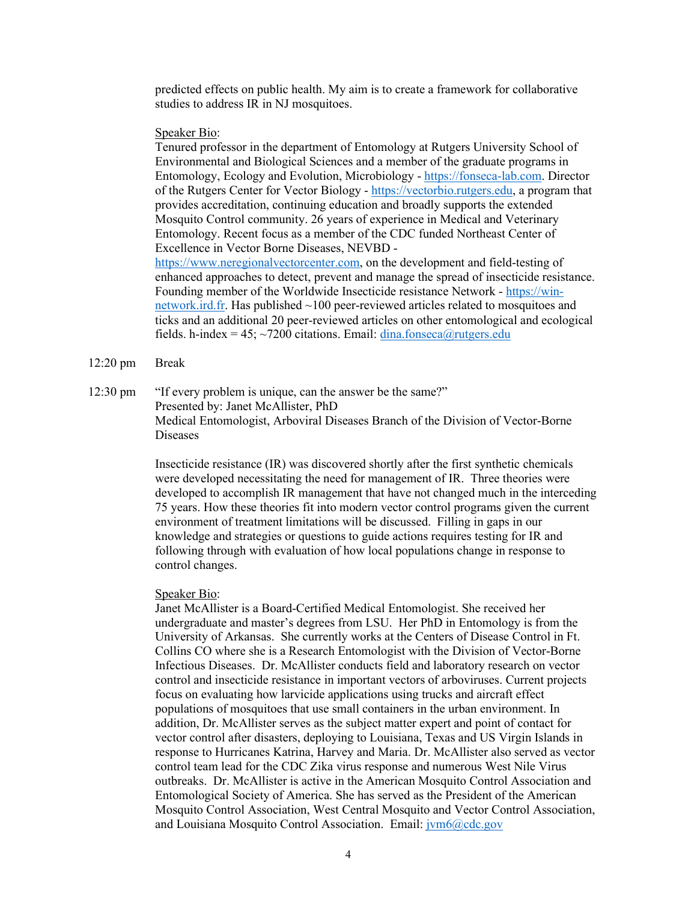predicted effects on public health. My aim is to create a framework for collaborative studies to address IR in NJ mosquitoes.

Speaker Bio:
Tenured professor in the department of Entomology at Rutgers University School of Environmental and Biological Sciences and a member of the graduate programs in Entomology, Ecology and Evolution, Microbiology - https://fonseca-lab.com. Director of the Rutgers Center for Vector Biology - https://vectorbio.rutgers.edu, a program that provides accreditation, continuing education and broadly supports the extended Mosquito Control community. 26 years of experience in Medical and Veterinary Entomology. Recent focus as a member of the CDC funded Northeast Center of Excellence in Vector Borne Diseases, NEVBD - https://www.neregionalvectorcenter.com, on the development and field-testing of enhanced approaches to detect, prevent and manage the spread of insecticide resistance. Founding member of the Worldwide Insecticide resistance Network - https://win-network.ird.fr. Has published ~100 peer-reviewed articles related to mosquitoes and ticks and an additional 20 peer-reviewed articles on other entomological and ecological fields. h-index = 45; ~7200 citations. Email: dina.fonseca@rutgers.edu

12:20 pm Break

12:30 pm "If every problem is unique, can the answer be the same?"
Presented by: Janet McAllister, PhD
Medical Entomologist, Arboviral Diseases Branch of the Division of Vector-Borne Diseases

Insecticide resistance (IR) was discovered shortly after the first synthetic chemicals were developed necessitating the need for management of IR. Three theories were developed to accomplish IR management that have not changed much in the interceding 75 years. How these theories fit into modern vector control programs given the current environment of treatment limitations will be discussed. Filling in gaps in our knowledge and strategies or questions to guide actions requires testing for IR and following through with evaluation of how local populations change in response to control changes.

Speaker Bio:
Janet McAllister is a Board-Certified Medical Entomologist. She received her undergraduate and master's degrees from LSU. Her PhD in Entomology is from the University of Arkansas. She currently works at the Centers of Disease Control in Ft. Collins CO where she is a Research Entomologist with the Division of Vector-Borne Infectious Diseases. Dr. McAllister conducts field and laboratory research on vector control and insecticide resistance in important vectors of arboviruses. Current projects focus on evaluating how larvicide applications using trucks and aircraft effect populations of mosquitoes that use small containers in the urban environment. In addition, Dr. McAllister serves as the subject matter expert and point of contact for vector control after disasters, deploying to Louisiana, Texas and US Virgin Islands in response to Hurricanes Katrina, Harvey and Maria. Dr. McAllister also served as vector control team lead for the CDC Zika virus response and numerous West Nile Virus outbreaks. Dr. McAllister is active in the American Mosquito Control Association and Entomological Society of America. She has served as the President of the American Mosquito Control Association, West Central Mosquito and Vector Control Association, and Louisiana Mosquito Control Association. Email: jvm6@cdc.gov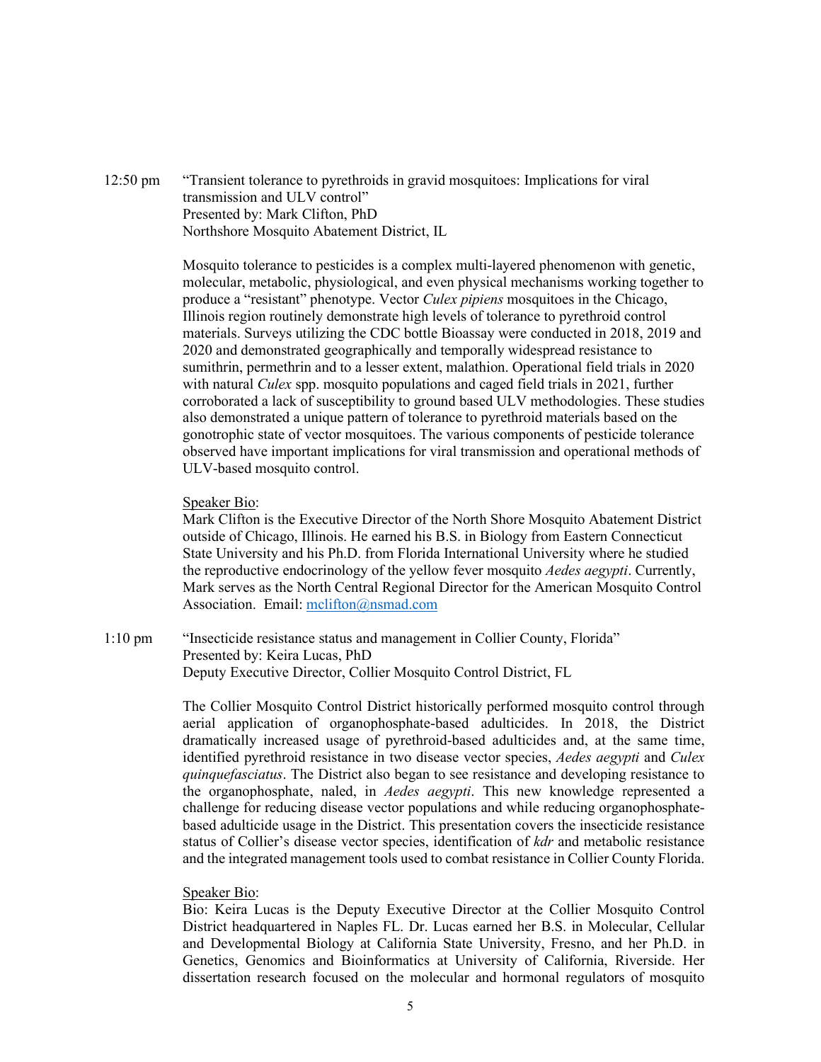12:50 pm "Transient tolerance to pyrethroids in gravid mosquitoes: Implications for viral transmission and ULV control"
Presented by: Mark Clifton, PhD
Northshore Mosquito Abatement District, IL

Mosquito tolerance to pesticides is a complex multi-layered phenomenon with genetic, molecular, metabolic, physiological, and even physical mechanisms working together to produce a "resistant" phenotype. Vector *Culex pipiens* mosquitoes in the Chicago, Illinois region routinely demonstrate high levels of tolerance to pyrethroid control materials. Surveys utilizing the CDC bottle Bioassay were conducted in 2018, 2019 and 2020 and demonstrated geographically and temporally widespread resistance to sumithrin, permethrin and to a lesser extent, malathion. Operational field trials in 2020 with natural *Culex* spp. mosquito populations and caged field trials in 2021, further corroborated a lack of susceptibility to ground based ULV methodologies. These studies also demonstrated a unique pattern of tolerance to pyrethroid materials based on the gonotrophic state of vector mosquitoes. The various components of pesticide tolerance observed have important implications for viral transmission and operational methods of ULV-based mosquito control.

Speaker Bio:
Mark Clifton is the Executive Director of the North Shore Mosquito Abatement District outside of Chicago, Illinois. He earned his B.S. in Biology from Eastern Connecticut State University and his Ph.D. from Florida International University where he studied the reproductive endocrinology of the yellow fever mosquito *Aedes aegypti*. Currently, Mark serves as the North Central Regional Director for the American Mosquito Control Association. Email: mclifton@nsmad.com

1:10 pm "Insecticide resistance status and management in Collier County, Florida"
Presented by: Keira Lucas, PhD
Deputy Executive Director, Collier Mosquito Control District, FL

The Collier Mosquito Control District historically performed mosquito control through aerial application of organophosphate-based adulticides. In 2018, the District dramatically increased usage of pyrethroid-based adulticides and, at the same time, identified pyrethroid resistance in two disease vector species, *Aedes aegypti* and *Culex quinquefasciatus*. The District also began to see resistance and developing resistance to the organophosphate, naled, in *Aedes aegypti*. This new knowledge represented a challenge for reducing disease vector populations and while reducing organophosphate-based adulticide usage in the District. This presentation covers the insecticide resistance status of Collier's disease vector species, identification of *kdr* and metabolic resistance and the integrated management tools used to combat resistance in Collier County Florida.

Speaker Bio:
Bio: Keira Lucas is the Deputy Executive Director at the Collier Mosquito Control District headquartered in Naples FL. Dr. Lucas earned her B.S. in Molecular, Cellular and Developmental Biology at California State University, Fresno, and her Ph.D. in Genetics, Genomics and Bioinformatics at University of California, Riverside. Her dissertation research focused on the molecular and hormonal regulators of mosquito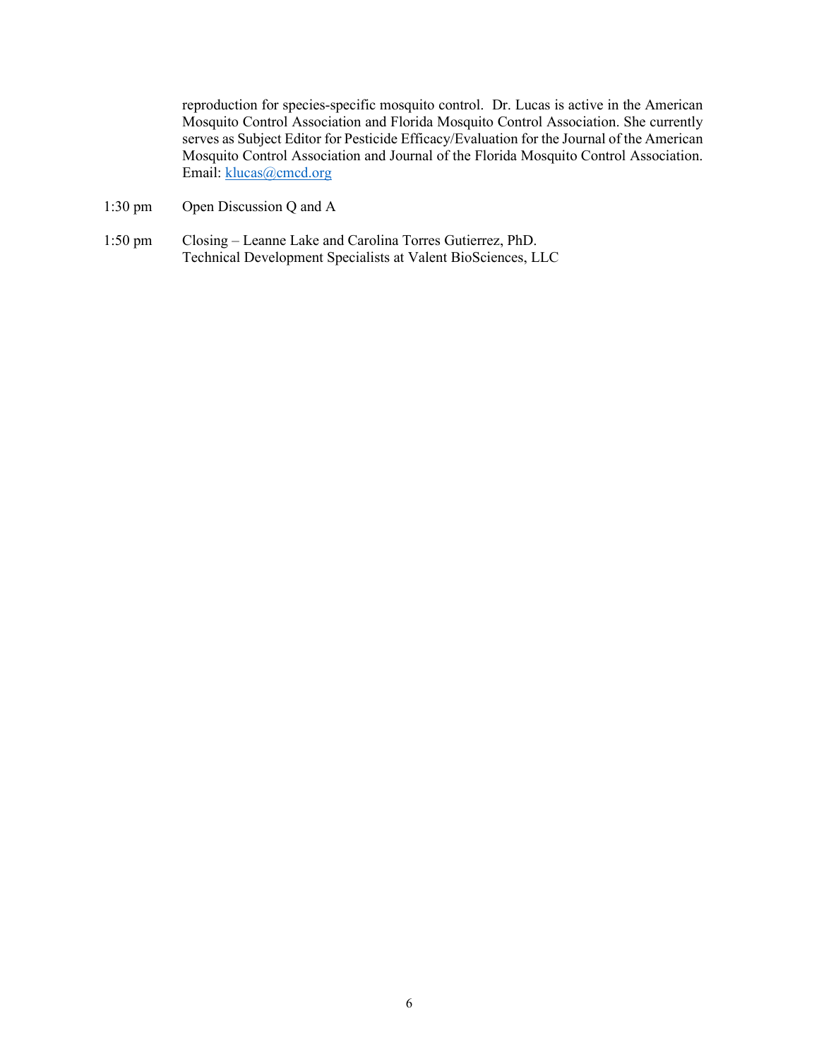reproduction for species-specific mosquito control. Dr. Lucas is active in the American Mosquito Control Association and Florida Mosquito Control Association. She currently serves as Subject Editor for Pesticide Efficacy/Evaluation for the Journal of the American Mosquito Control Association and Journal of the Florida Mosquito Control Association. Email: klucas@cmcd.org

1:30 pm Open Discussion Q and A

1:50 pm Closing – Leanne Lake and Carolina Torres Gutierrez, PhD.
Technical Development Specialists at Valent BioSciences, LLC